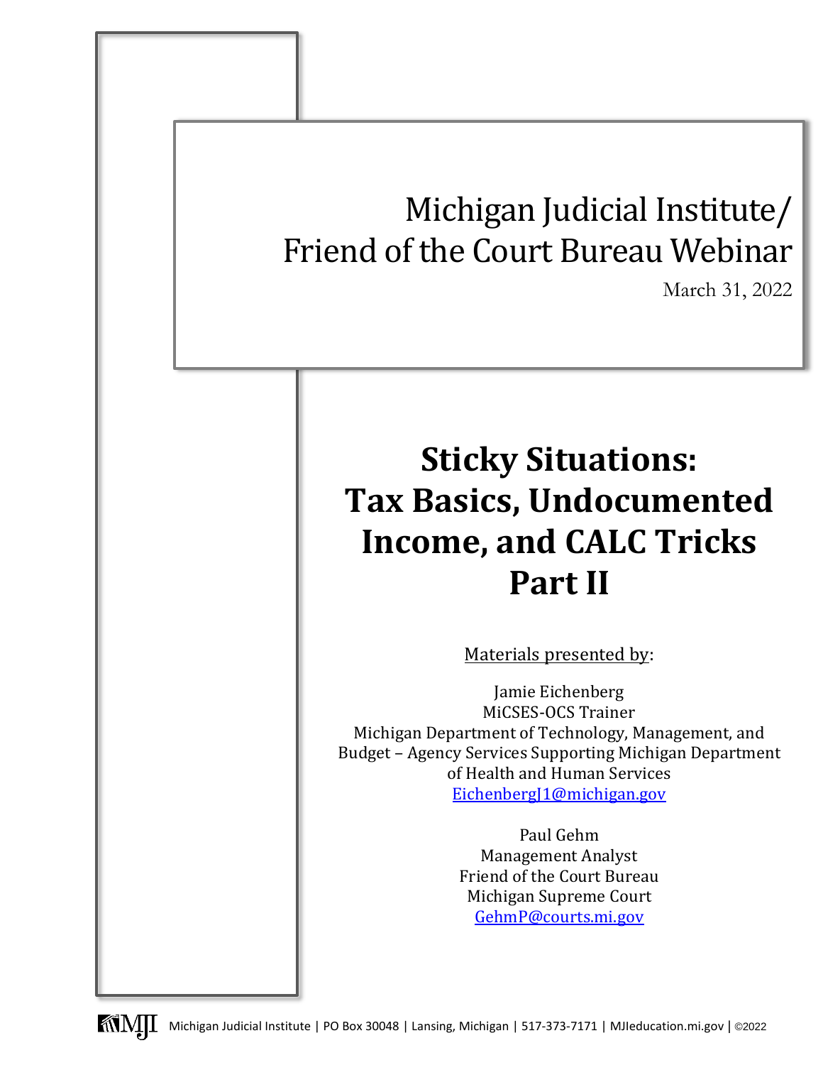Michigan Judicial Institute/
Friend of the Court Bureau Webinar

March 31, 2022

# Sticky Situations: Tax Basics, Undocumented Income, and CALC Tricks Part II

Materials presented by:

Jamie Eichenberg
MiCSES-OCS Trainer
Michigan Department of Technology, Management, and Budget – Agency Services Supporting Michigan Department of Health and Human Services
EichenbergJ1@michigan.gov

Paul Gehm
Management Analyst
Friend of the Court Bureau
Michigan Supreme Court
GehmP@courts.mi.gov

Michigan Judicial Institute | PO Box 30048 | Lansing, Michigan | 517-373-7171 | MJIeducation.mi.gov | ©2022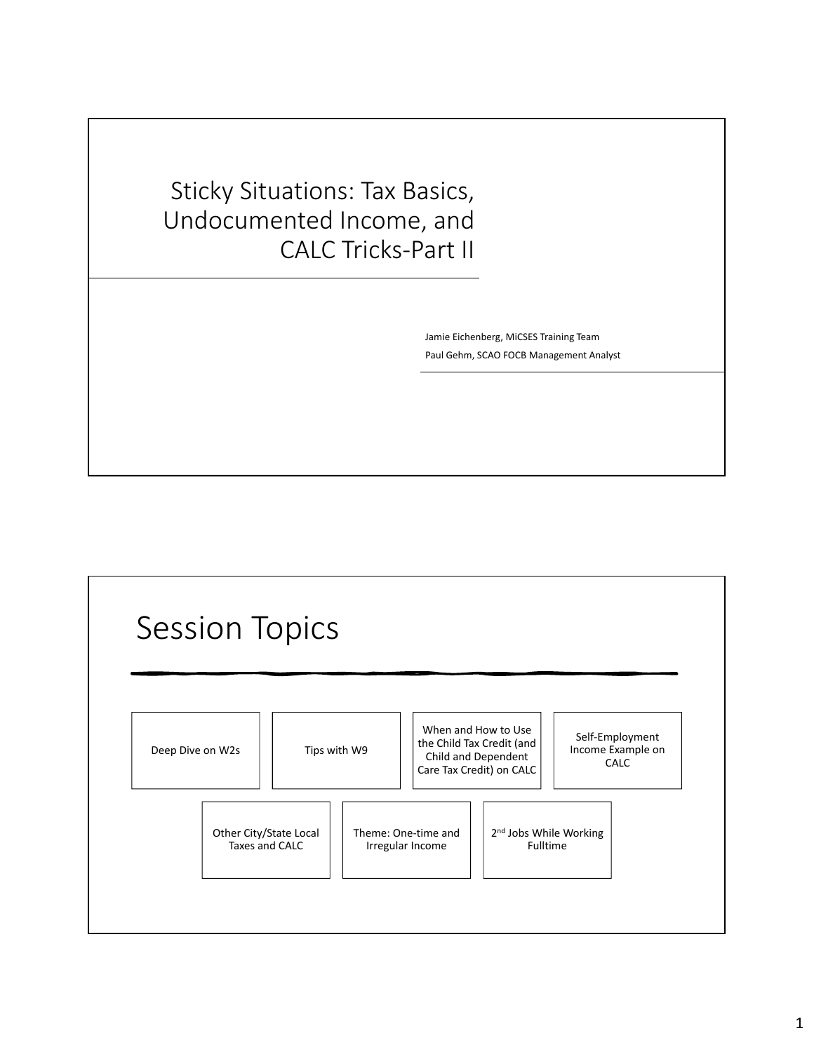# Sticky Situations: Tax Basics, Undocumented Income, and CALC Tricks-Part II

Jamie Eichenberg, MiCSES Training Team

Paul Gehm, SCAO FOCB Management Analyst

# Session Topics

- Deep Dive on W2s
- Tips with W9
- When and How to Use the Child Tax Credit (and Child and Dependent Care Tax Credit) on CALC
- Self-Employment Income Example on CALC
- Other City/State Local Taxes and CALC
- Theme: One-time and Irregular Income
- 2nd Jobs While Working Fulltime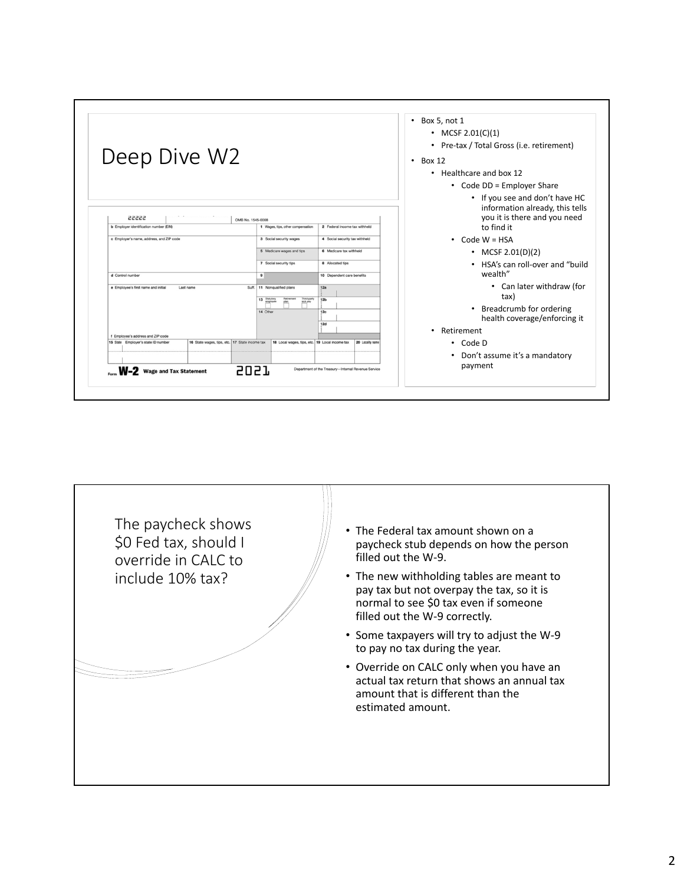# Deep Dive W2

- Box 5, not 1
  - MCSF 2.01(C)(1)
  - Pre-tax / Total Gross (i.e. retirement)
- Box 12
  - Healthcare and box 12
    - Code DD = Employer Share
      - If you see and don't have HC information already, this tells you it is there and you need to find it
    - Code W = HSA
      - MCSF 2.01(D)(2)
      - HSA's can roll-over and "build wealth"
        - Can later withdraw (for tax)
      - Breadcrumb for ordering health coverage/enforcing it
  - Retirement
    - Code D
    - Don't assume it's a mandatory payment

## The paycheck shows $0 Fed tax, should I override in CALC to include 10% tax?

- The Federal tax amount shown on a paycheck stub depends on how the person filled out the W-9.
- The new withholding tables are meant to pay tax but not overpay the tax, so it is normal to see $0 tax even if someone filled out the W-9 correctly.
- Some taxpayers will try to adjust the W-9 to pay no tax during the year.
- Override on CALC only when you have an actual tax return that shows an annual tax amount that is different than the estimated amount.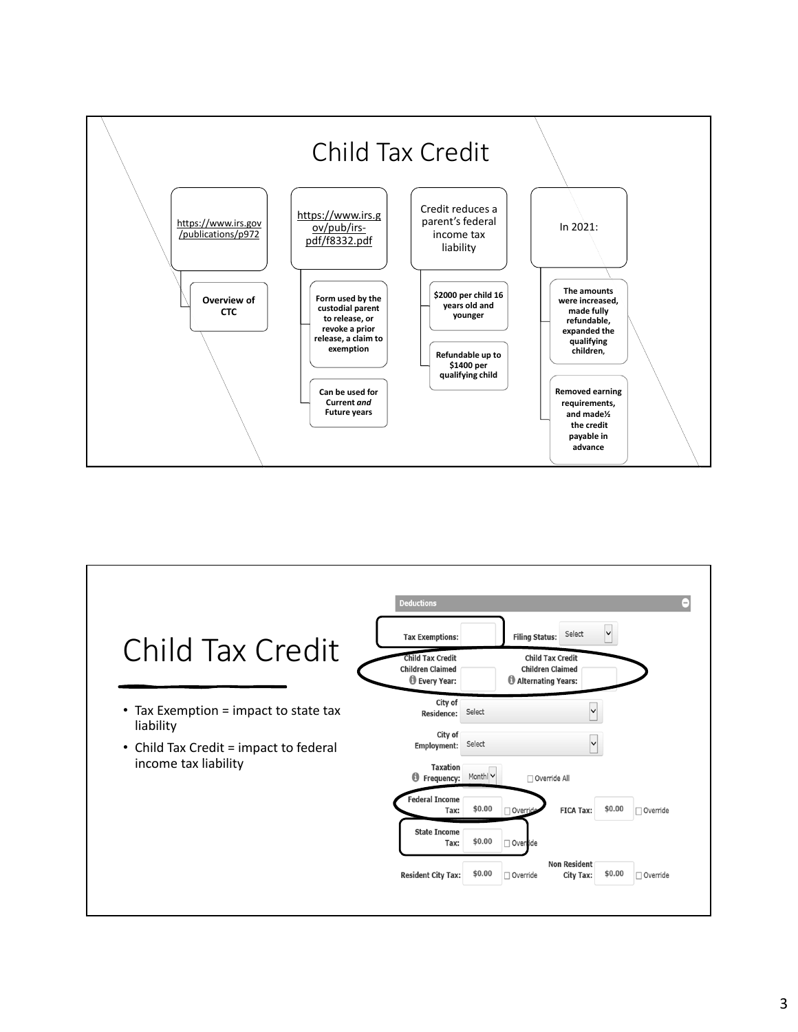# Child Tax Credit

- https://www.irs.gov/publications/p972
  - **Overview of CTC**
- https://www.irs.gov/pub/irs-pdf/f8332.pdf
  - **Form used by the custodial parent to release, or revoke a prior release, a claim to exemption**
  - **Can be used for Current *and* Future years**
- Credit reduces a parent's federal income tax liability
  - **$2000 per child 16 years old and younger**
  - **Refundable up to $1400 per qualifying child**
- In 2021:
  - **The amounts were increased, made fully refundable, expanded the qualifying children,**
  - **Removed earning requirements, and made½ the credit payable in advance**

# Child Tax Credit

- Tax Exemption = impact to state tax liability
- Child Tax Credit = impact to federal income tax liability

**Deductions**

**Tax Exemptions:** &nbsp; **Filing Status:** Select

**Child Tax Credit Children Claimed Every Year:** &nbsp; **Child Tax Credit Children Claimed Alternating Years:**

**City of Residence:** Select

**City of Employment:** Select

**Taxation Frequency:** Monthl &nbsp; Override All

**Federal Income Tax:** $0.00 Override &nbsp; **FICA Tax:** $0.00 Override

**State Income Tax:** $0.00 Override

**Resident City Tax:** $0.00 Override &nbsp; **Non Resident City Tax:** $0.00 Override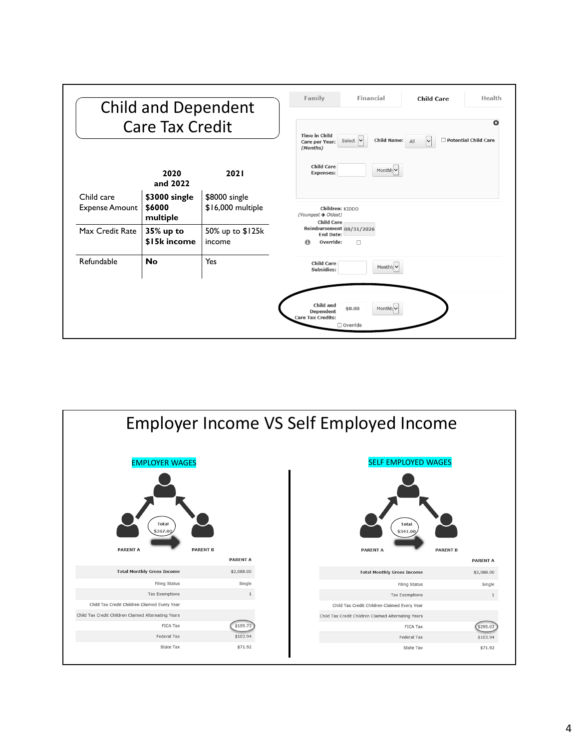# Child and Dependent Care Tax Credit

| | 2020 and 2022 | 2021 |
|---|---|---|
| Child care Expense Amount | **$3000 single $6000 multiple** | $8000 single $16,000 multiple |
| Max Credit Rate | **35% up to $15k income** | 50% up to $125k income |
| Refundable | **No** | Yes |

Family | Financial | Child Care | Health

Time in Child Care per Year: *(Months)* Select | Child Name: All | ☐ Potential Child Care

Child Care Expenses: Monthly

Children: KIDDO
*(Youngest → Oldest)*
Child Care Reimbursement End Date: 08/31/2026
Override: ☐

Child Care Subsidies: Monthly

Child and Dependent Care Tax Credits: $0.00 Monthly
☐ Override

# Employer Income VS Self Employed Income

## EMPLOYER WAGES

PARENT A — Total $367.00 → PARENT B

| | PARENT A |
|---|---|
| Total Monthly Gross Income | $2,088.00 |
| Filing Status | Single |
| Tax Exemptions | 1 |
| Child Tax Credit Children Claimed Every Year | |
| Child Tax Credit Children Claimed Alternating Years | |
| FICA Tax | $159.73 |
| Federal Tax | $103.94 |
| State Tax | $71.92 |

## SELF EMPLOYED WAGES

PARENT A — Total $341.00 → PARENT B

| | PARENT A |
|---|---|
| Total Monthly Gross Income | $2,088.00 |
| Filing Status | Single |
| Tax Exemptions | 1 |
| Child Tax Credit Children Claimed Every Year | |
| Child Tax Credit Children Claimed Alternating Years | |
| FICA Tax | $295.03 |
| Federal Tax | $103.94 |
| State Tax | $71.92 |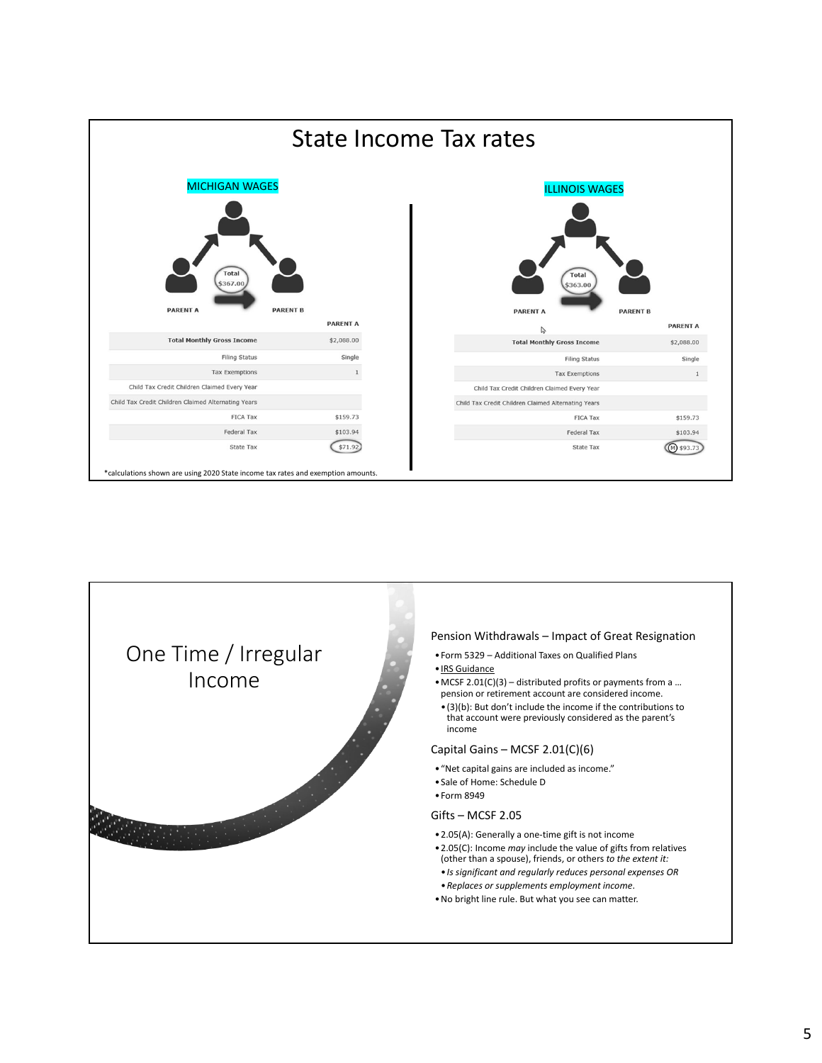# State Income Tax rates

## MICHIGAN WAGES

PARENT A — Total $367.00 → PARENT B

| | PARENT A |
|---|---|
| Total Monthly Gross Income | $2,088.00 |
| Filing Status | Single |
| Tax Exemptions | 1 |
| Child Tax Credit Children Claimed Every Year | |
| Child Tax Credit Children Claimed Alternating Years | |
| FICA Tax | $159.73 |
| Federal Tax | $103.94 |
| State Tax | $71.92 |

## ILLINOIS WAGES

PARENT A — Total $363.00 → PARENT B

| | PARENT A |
|---|---|
| Total Monthly Gross Income | $2,088.00 |
| Filing Status | Single |
| Tax Exemptions | 1 |
| Child Tax Credit Children Claimed Every Year | |
| Child Tax Credit Children Claimed Alternating Years | |
| FICA Tax | $159.73 |
| Federal Tax | $103.94 |
| State Tax | (M) $93.73 |

*calculations shown are using 2020 State income tax rates and exemption amounts.

# One Time / Irregular Income

### Pension Withdrawals – Impact of Great Resignation

- Form 5329 – Additional Taxes on Qualified Plans
- IRS Guidance
- MCSF 2.01(C)(3) – distributed profits or payments from a … pension or retirement account are considered income.
  - (3)(b): But don't include the income if the contributions to that account were previously considered as the parent's income

### Capital Gains – MCSF 2.01(C)(6)

- "Net capital gains are included as income."
- Sale of Home: Schedule D
- Form 8949

### Gifts – MCSF 2.05

- 2.05(A): Generally a one-time gift is not income
- 2.05(C): Income *may* include the value of gifts from relatives (other than a spouse), friends, or others *to the extent it:*
  - *Is significant and regularly reduces personal expenses OR*
  - *Replaces or supplements employment income*.
- No bright line rule. But what you see can matter.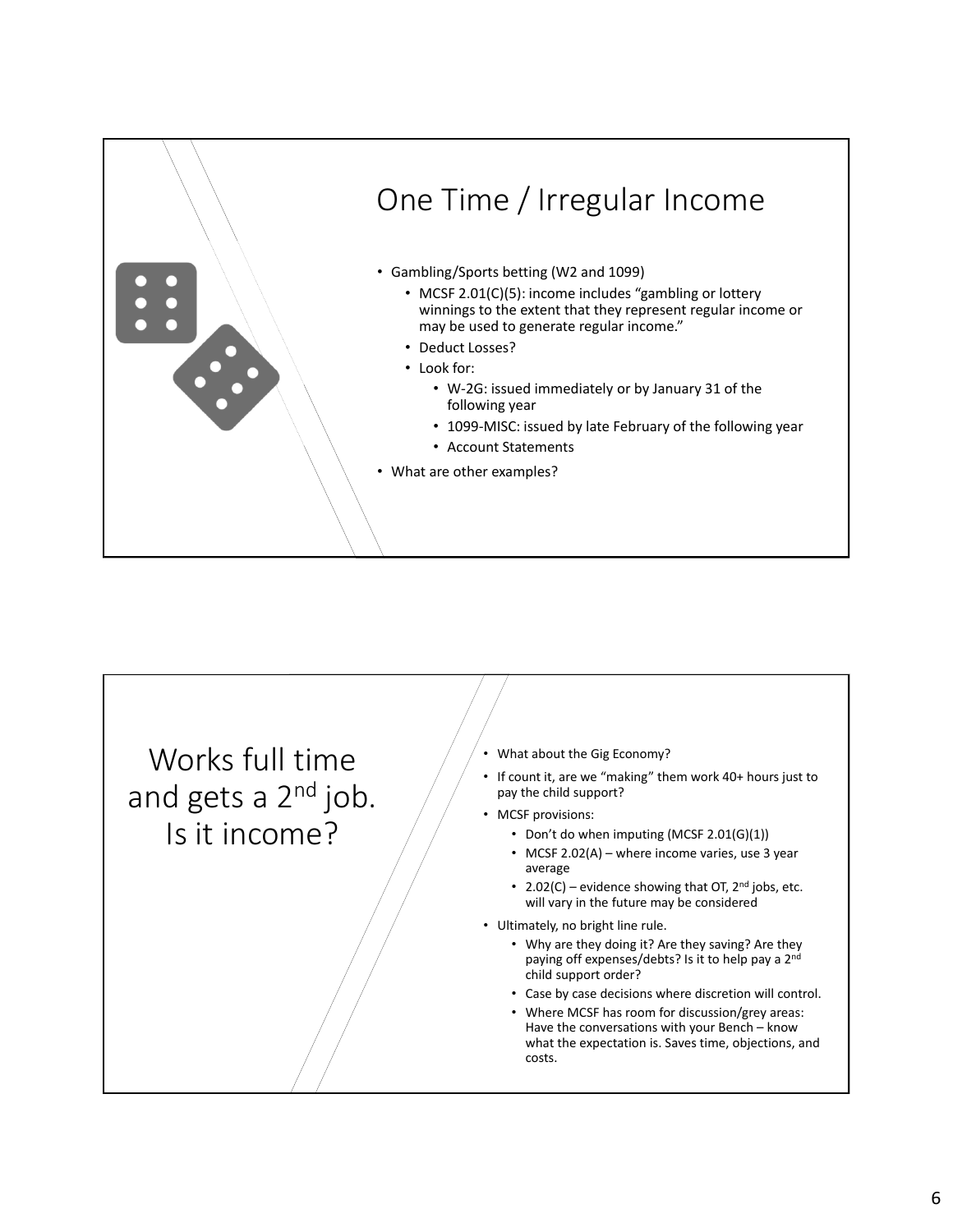## One Time / Irregular Income

- Gambling/Sports betting (W2 and 1099)
  - MCSF 2.01(C)(5): income includes "gambling or lottery winnings to the extent that they represent regular income or may be used to generate regular income."
  - Deduct Losses?
  - Look for:
    - W-2G: issued immediately or by January 31 of the following year
    - 1099-MISC: issued by late February of the following year
    - Account Statements
- What are other examples?

## Works full time and gets a 2nd job. Is it income?

- What about the Gig Economy?
- If count it, are we "making" them work 40+ hours just to pay the child support?
- MCSF provisions:
  - Don't do when imputing (MCSF 2.01(G)(1))
  - MCSF 2.02(A) – where income varies, use 3 year average
  - 2.02(C) – evidence showing that OT, 2nd jobs, etc. will vary in the future may be considered
- Ultimately, no bright line rule.
  - Why are they doing it? Are they saving? Are they paying off expenses/debts? Is it to help pay a 2nd child support order?
  - Case by case decisions where discretion will control.
  - Where MCSF has room for discussion/grey areas: Have the conversations with your Bench – know what the expectation is. Saves time, objections, and costs.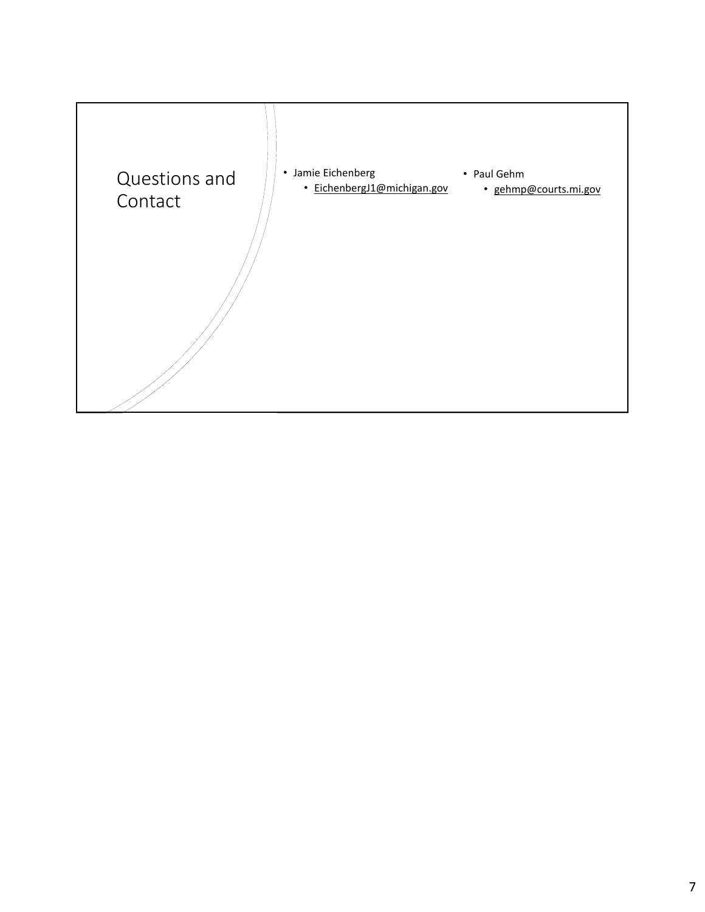## Questions and Contact

- Jamie Eichenberg
    - EichenbergJ1@michigan.gov
- Paul Gehm
    - gehmp@courts.mi.gov